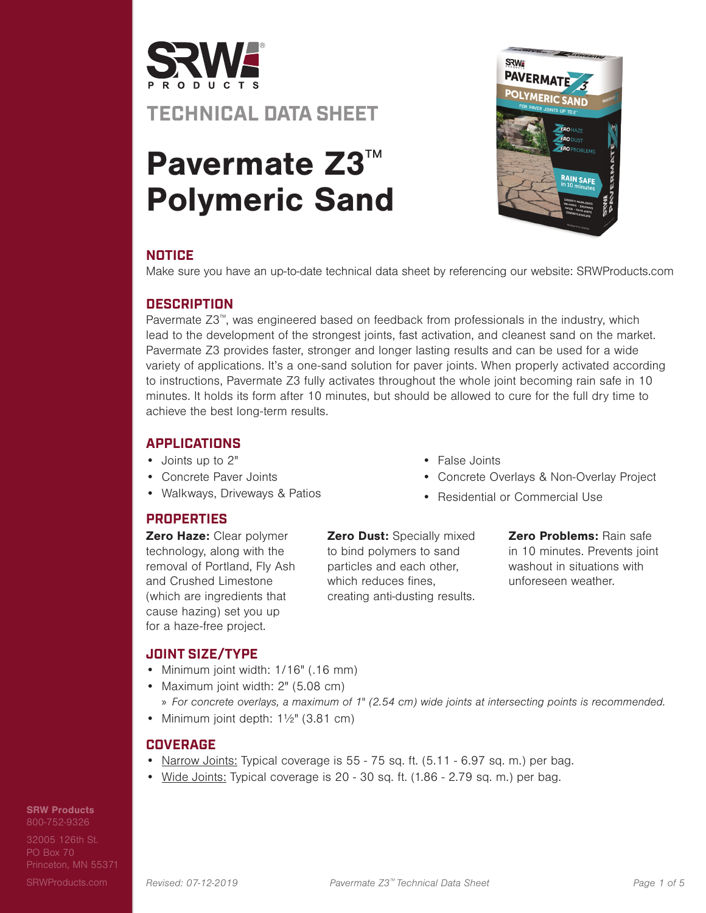SRW PRODUCTS

# TECHNICAL DATA SHEET

# Pavermate Z3™ Polymeric Sand

## NOTICE

Make sure you have an up-to-date technical data sheet by referencing our website: SRWProducts.com

## DESCRIPTION

Pavermate Z3™, was engineered based on feedback from professionals in the industry, which lead to the development of the strongest joints, fast activation, and cleanest sand on the market. Pavermate Z3 provides faster, stronger and longer lasting results and can be used for a wide variety of applications. It's a one-sand solution for paver joints. When properly activated according to instructions, Pavermate Z3 fully activates throughout the whole joint becoming rain safe in 10 minutes. It holds its form after 10 minutes, but should be allowed to cure for the full dry time to achieve the best long-term results.

## APPLICATIONS

- Joints up to 2"
- Concrete Paver Joints
- Walkways, Driveways & Patios
- False Joints
- Concrete Overlays & Non-Overlay Project
- Residential or Commercial Use

## PROPERTIES

**Zero Haze:** Clear polymer technology, along with the removal of Portland, Fly Ash and Crushed Limestone (which are ingredients that cause hazing) set you up for a haze-free project.

**Zero Dust:** Specially mixed to bind polymers to sand particles and each other, which reduces fines, creating anti-dusting results.

**Zero Problems:** Rain safe in 10 minutes. Prevents joint washout in situations with unforeseen weather.

## JOINT SIZE/TYPE

- Minimum joint width: 1/16" (.16 mm)
- Maximum joint width: 2" (5.08 cm)
  - » *For concrete overlays, a maximum of 1" (2.54 cm) wide joints at intersecting points is recommended.*
- Minimum joint depth: 1½" (3.81 cm)

## COVERAGE

- Narrow Joints: Typical coverage is 55 - 75 sq. ft. (5.11 - 6.97 sq. m.) per bag.
- Wide Joints: Typical coverage is 20 - 30 sq. ft. (1.86 - 2.79 sq. m.) per bag.

**SRW Products**
800-752-9326
32005 126th St.
PO Box 70
Princeton, MN 55371
SRWProducts.com

*Revised: 07-12-2019*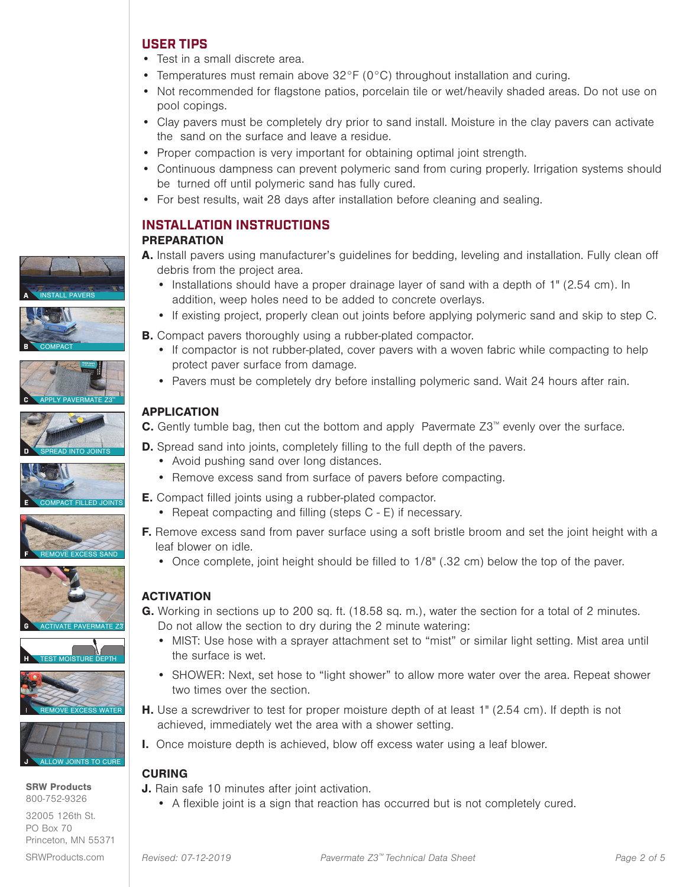## USER TIPS

- Test in a small discrete area.
- Temperatures must remain above 32°F (0°C) throughout installation and curing.
- Not recommended for flagstone patios, porcelain tile or wet/heavily shaded areas. Do not use on pool copings.
- Clay pavers must be completely dry prior to sand install. Moisture in the clay pavers can activate the sand on the surface and leave a residue.
- Proper compaction is very important for obtaining optimal joint strength.
- Continuous dampness can prevent polymeric sand from curing properly. Irrigation systems should be turned off until polymeric sand has fully cured.
- For best results, wait 28 days after installation before cleaning and sealing.

## INSTALLATION INSTRUCTIONS

### PREPARATION

**A.** Install pavers using manufacturer's guidelines for bedding, leveling and installation. Fully clean off debris from the project area.

- Installations should have a proper drainage layer of sand with a depth of 1" (2.54 cm). In addition, weep holes need to be added to concrete overlays.
- If existing project, properly clean out joints before applying polymeric sand and skip to step C.

**B.** Compact pavers thoroughly using a rubber-plated compactor.

- If compactor is not rubber-plated, cover pavers with a woven fabric while compacting to help protect paver surface from damage.
- Pavers must be completely dry before installing polymeric sand. Wait 24 hours after rain.

### APPLICATION

**C.** Gently tumble bag, then cut the bottom and apply Pavermate Z3™ evenly over the surface.

**D.** Spread sand into joints, completely filling to the full depth of the pavers.

- Avoid pushing sand over long distances.
- Remove excess sand from surface of pavers before compacting.

**E.** Compact filled joints using a rubber-plated compactor.

- Repeat compacting and filling (steps C - E) if necessary.

**F.** Remove excess sand from paver surface using a soft bristle broom and set the joint height with a leaf blower on idle.

- Once complete, joint height should be filled to 1/8" (.32 cm) below the top of the paver.

### ACTIVATION

**G.** Working in sections up to 200 sq. ft. (18.58 sq. m.), water the section for a total of 2 minutes. Do not allow the section to dry during the 2 minute watering:

- MIST: Use hose with a sprayer attachment set to "mist" or similar light setting. Mist area until the surface is wet.
- SHOWER: Next, set hose to "light shower" to allow more water over the area. Repeat shower two times over the section.

**H.** Use a screwdriver to test for proper moisture depth of at least 1" (2.54 cm). If depth is not achieved, immediately wet the area with a shower setting.

**I.** Once moisture depth is achieved, blow off excess water using a leaf blower.

### CURING

**J.** Rain safe 10 minutes after joint activation.

- A flexible joint is a sign that reaction has occurred but is not completely cured.

A INSTALL PAVERS
B COMPACT
C APPLY PAVERMATE Z3™
D SPREAD INTO JOINTS
E COMPACT FILLED JOINTS
F REMOVE EXCESS SAND
G ACTIVATE PAVERMATE Z3
H TEST MOISTURE DEPTH
I REMOVE EXCESS WATER
J ALLOW JOINTS TO CURE

**SRW Products**
800-752-9326

32005 126th St.
PO Box 70
Princeton, MN 55371

SRWProducts.com

*Revised: 07-12-2019* *Pavermate Z3™ Technical Data Sheet*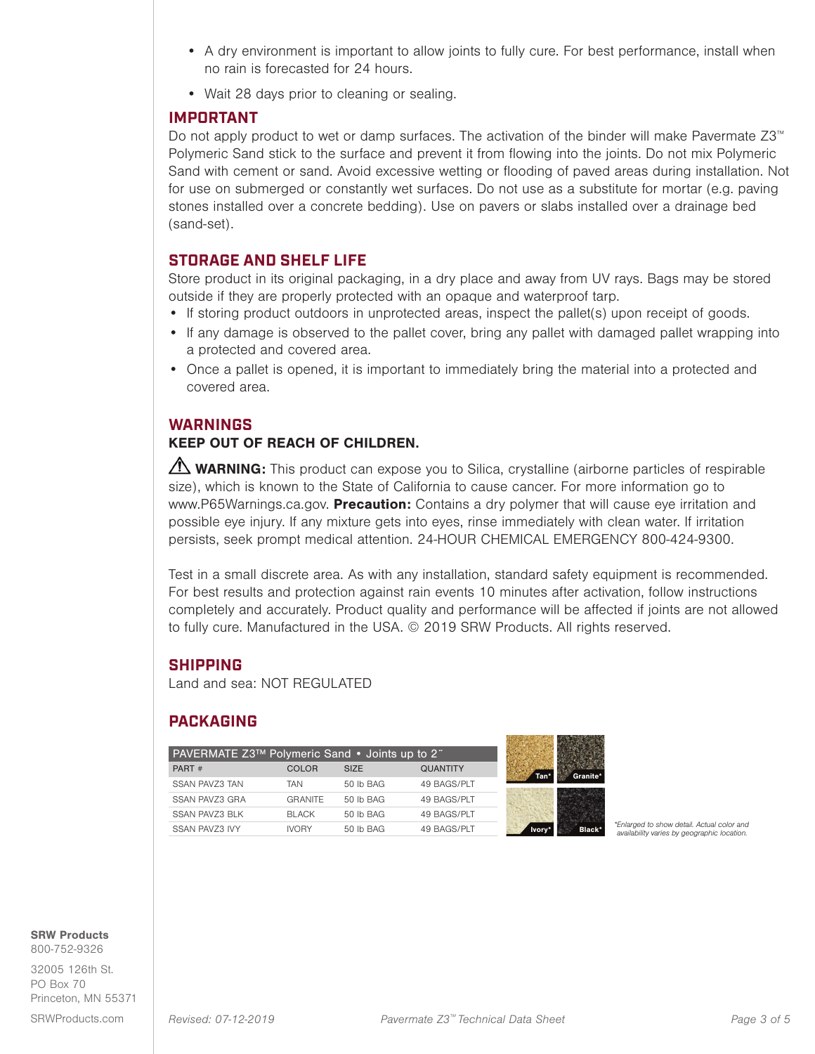- A dry environment is important to allow joints to fully cure. For best performance, install when no rain is forecasted for 24 hours.
- Wait 28 days prior to cleaning or sealing.

## IMPORTANT

Do not apply product to wet or damp surfaces. The activation of the binder will make Pavermate Z3™ Polymeric Sand stick to the surface and prevent it from flowing into the joints. Do not mix Polymeric Sand with cement or sand. Avoid excessive wetting or flooding of paved areas during installation. Not for use on submerged or constantly wet surfaces. Do not use as a substitute for mortar (e.g. paving stones installed over a concrete bedding). Use on pavers or slabs installed over a drainage bed (sand-set).

## STORAGE AND SHELF LIFE

Store product in its original packaging, in a dry place and away from UV rays. Bags may be stored outside if they are properly protected with an opaque and waterproof tarp.

- If storing product outdoors in unprotected areas, inspect the pallet(s) upon receipt of goods.
- If any damage is observed to the pallet cover, bring any pallet with damaged pallet wrapping into a protected and covered area.
- Once a pallet is opened, it is important to immediately bring the material into a protected and covered area.

## WARNINGS

**KEEP OUT OF REACH OF CHILDREN.**

⚠ **WARNING:** This product can expose you to Silica, crystalline (airborne particles of respirable size), which is known to the State of California to cause cancer. For more information go to www.P65Warnings.ca.gov. **Precaution:** Contains a dry polymer that will cause eye irritation and possible eye injury. If any mixture gets into eyes, rinse immediately with clean water. If irritation persists, seek prompt medical attention. 24-HOUR CHEMICAL EMERGENCY 800-424-9300.

Test in a small discrete area. As with any installation, standard safety equipment is recommended. For best results and protection against rain events 10 minutes after activation, follow instructions completely and accurately. Product quality and performance will be affected if joints are not allowed to fully cure. Manufactured in the USA. © 2019 SRW Products. All rights reserved.

## SHIPPING

Land and sea: NOT REGULATED

## PACKAGING

| PAVERMATE Z3™ Polymeric Sand • Joints up to 2˝ | | | |
|---|---|---|---|
| PART # | COLOR | SIZE | QUANTITY |
| SSAN PAVZ3 TAN | TAN | 50 lb BAG | 49 BAGS/PLT |
| SSAN PAVZ3 GRA | GRANITE | 50 lb BAG | 49 BAGS/PLT |
| SSAN PAVZ3 BLK | BLACK | 50 lb BAG | 49 BAGS/PLT |
| SSAN PAVZ3 IVY | IVORY | 50 lb BAG | 49 BAGS/PLT |

Tan* Granite* Ivory* Black*

*Enlarged to show detail. Actual color and availability varies by geographic location.

**SRW Products**
800-752-9326

32005 126th St.
PO Box 70
Princeton, MN 55371

SRWProducts.com

*Revised: 07-12-2019*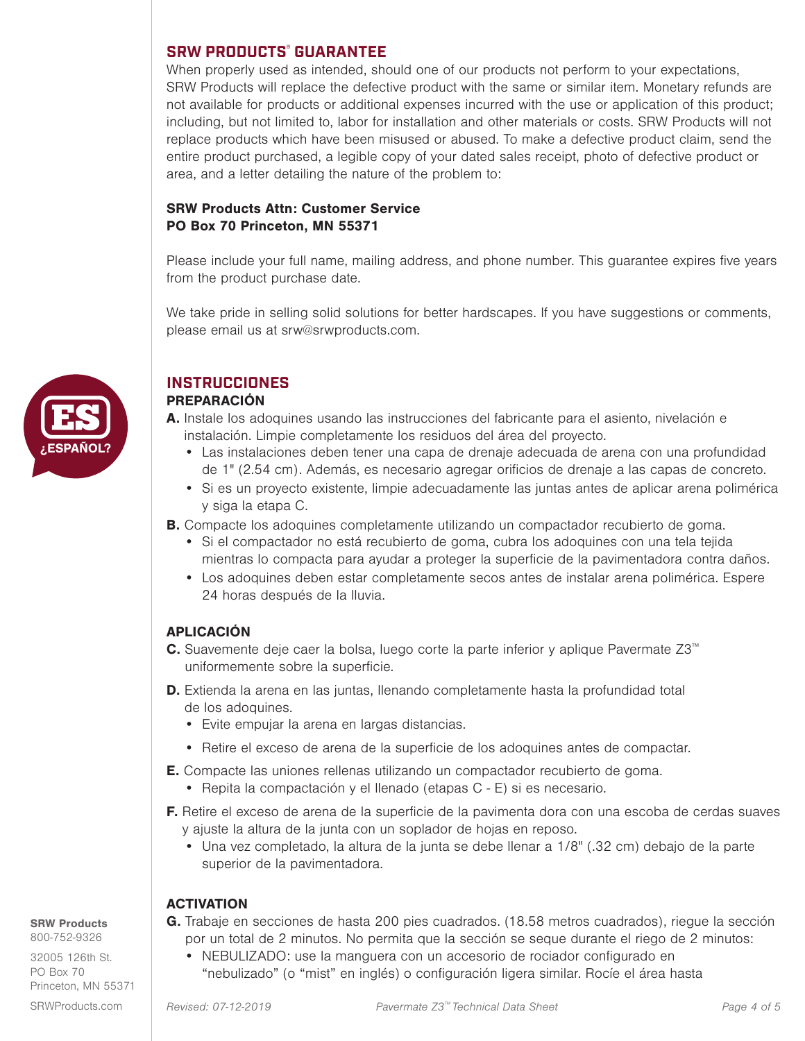## SRW PRODUCTS® GUARANTEE

When properly used as intended, should one of our products not perform to your expectations, SRW Products will replace the defective product with the same or similar item. Monetary refunds are not available for products or additional expenses incurred with the use or application of this product; including, but not limited to, labor for installation and other materials or costs. SRW Products will not replace products which have been misused or abused. To make a defective product claim, send the entire product purchased, a legible copy of your dated sales receipt, photo of defective product or area, and a letter detailing the nature of the problem to:

**SRW Products Attn: Customer Service**
**PO Box 70 Princeton, MN 55371**

Please include your full name, mailing address, and phone number. This guarantee expires five years from the product purchase date.

We take pride in selling solid solutions for better hardscapes. If you have suggestions or comments, please email us at srw@srwproducts.com.

ES ¿ESPAÑOL?

## INSTRUCCIONES

### PREPARACIÓN

**A.** Instale los adoquines usando las instrucciones del fabricante para el asiento, nivelación e instalación. Limpie completamente los residuos del área del proyecto.

- Las instalaciones deben tener una capa de drenaje adecuada de arena con una profundidad de 1" (2.54 cm). Además, es necesario agregar orificios de drenaje a las capas de concreto.
- Si es un proyecto existente, limpie adecuadamente las juntas antes de aplicar arena polimérica y siga la etapa C.

**B.** Compacte los adoquines completamente utilizando un compactador recubierto de goma.

- Si el compactador no está recubierto de goma, cubra los adoquines con una tela tejida mientras lo compacta para ayudar a proteger la superficie de la pavimentadora contra daños.
- Los adoquines deben estar completamente secos antes de instalar arena polimérica. Espere 24 horas después de la lluvia.

### APLICACIÓN

**C.** Suavemente deje caer la bolsa, luego corte la parte inferior y aplique Pavermate Z3™ uniformemente sobre la superficie.

**D.** Extienda la arena en las juntas, llenando completamente hasta la profundidad total de los adoquines.

- Evite empujar la arena en largas distancias.
- Retire el exceso de arena de la superficie de los adoquines antes de compactar.

**E.** Compacte las uniones rellenas utilizando un compactador recubierto de goma.

- Repita la compactación y el llenado (etapas C - E) si es necesario.

**F.** Retire el exceso de arena de la superficie de la pavimenta dora con una escoba de cerdas suaves y ajuste la altura de la junta con un soplador de hojas en reposo.

- Una vez completado, la altura de la junta se debe llenar a 1/8" (.32 cm) debajo de la parte superior de la pavimentadora.

### ACTIVATION

**G.** Trabaje en secciones de hasta 200 pies cuadrados. (18.58 metros cuadrados), riegue la sección por un total de 2 minutos. No permita que la sección se seque durante el riego de 2 minutos:

- NEBULIZADO: use la manguera con un accesorio de rociador configurado en "nebulizado" (o "mist" en inglés) o configuración ligera similar. Rocíe el área hasta

**SRW Products**
800-752-9326
32005 126th St.
PO Box 70
Princeton, MN 55371
SRWProducts.com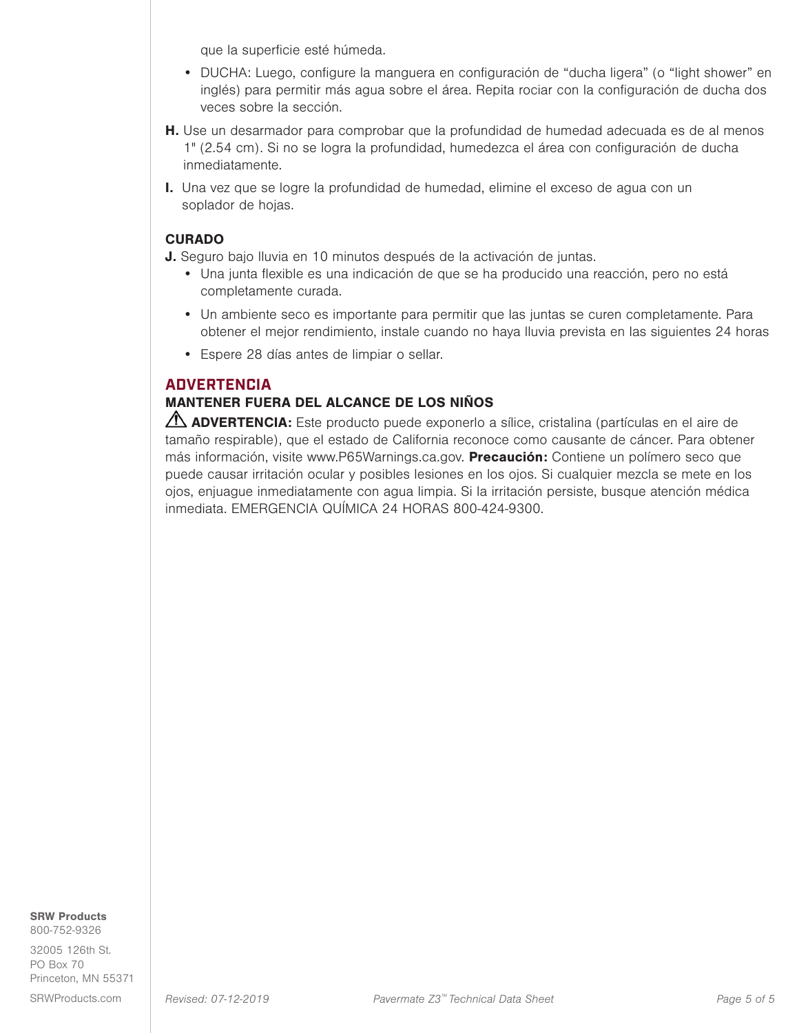que la superficie esté húmeda.

- DUCHA: Luego, configure la manguera en configuración de "ducha ligera" (o "light shower" en inglés) para permitir más agua sobre el área. Repita rociar con la configuración de ducha dos veces sobre la sección.

**H.** Use un desarmador para comprobar que la profundidad de humedad adecuada es de al menos 1" (2.54 cm). Si no se logra la profundidad, humedezca el área con configuración de ducha inmediatamente.

**I.** Una vez que se logre la profundidad de humedad, elimine el exceso de agua con un soplador de hojas.

### CURADO

**J.** Seguro bajo lluvia en 10 minutos después de la activación de juntas.

- Una junta flexible es una indicación de que se ha producido una reacción, pero no está completamente curada.
- Un ambiente seco es importante para permitir que las juntas se curen completamente. Para obtener el mejor rendimiento, instale cuando no haya lluvia prevista en las siguientes 24 horas
- Espere 28 días antes de limpiar o sellar.

## ADVERTENCIA

### MANTENER FUERA DEL ALCANCE DE LOS NIÑOS

⚠ **ADVERTENCIA:** Este producto puede exponerlo a sílice, cristalina (partículas en el aire de tamaño respirable), que el estado de California reconoce como causante de cáncer. Para obtener más información, visite www.P65Warnings.ca.gov. **Precaución:** Contiene un polímero seco que puede causar irritación ocular y posibles lesiones en los ojos. Si cualquier mezcla se mete en los ojos, enjuague inmediatamente con agua limpia. Si la irritación persiste, busque atención médica inmediata. EMERGENCIA QUÍMICA 24 HORAS 800-424-9300.

**SRW Products**
800-752-9326

32005 126th St.
PO Box 70
Princeton, MN 55371

SRWProducts.com

*Revised: 07-12-2019*